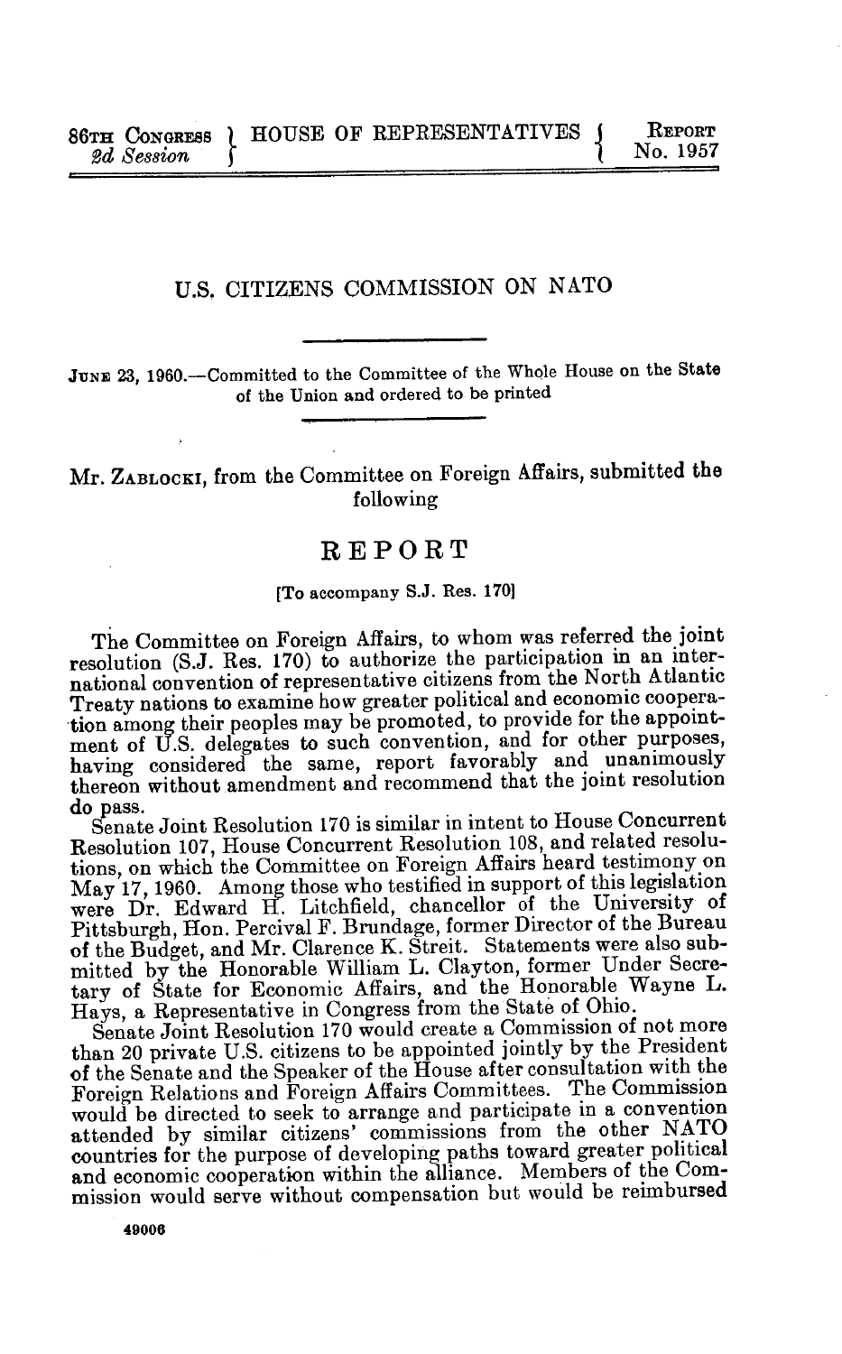86TH CONGRESS 2d Session | HOUSE OF REPRESENTATIVES | REPORT No. 1957

# U.S. CITIZENS COMMISSION ON NATO

JUNE 23, 1960.—Committed to the Committee of the Whole House on the State of the Union and ordered to be printed

Mr. ZABLOCKI, from the Committee on Foreign Affairs, submitted the following

## REPORT

[To accompany S.J. Res. 170]

The Committee on Foreign Affairs, to whom was referred the joint resolution (S.J. Res. 170) to authorize the participation in an international convention of representative citizens from the North Atlantic Treaty nations to examine how greater political and economic cooperation among their peoples may be promoted, to provide for the appointment of U.S. delegates to such convention, and for other purposes, having considered the same, report favorably and unanimously thereon without amendment and recommend that the joint resolution do pass.

Senate Joint Resolution 170 is similar in intent to House Concurrent Resolution 107, House Concurrent Resolution 108, and related resolutions, on which the Committee on Foreign Affairs heard testimony on May 17, 1960. Among those who testified in support of this legislation were Dr. Edward H. Litchfield, chancellor of the University of Pittsburgh, Hon. Percival F. Brundage, former Director of the Bureau of the Budget, and Mr. Clarence K. Streit. Statements were also submitted by the Honorable William L. Clayton, former Under Secretary of State for Economic Affairs, and the Honorable Wayne L. Hays, a Representative in Congress from the State of Ohio.

Senate Joint Resolution 170 would create a Commission of not more than 20 private U.S. citizens to be appointed jointly by the President of the Senate and the Speaker of the House after consultation with the Foreign Relations and Foreign Affairs Committees. The Commission would be directed to seek to arrange and participate in a convention attended by similar citizens' commissions from the other NATO countries for the purpose of developing paths toward greater political and economic cooperation within the alliance. Members of the Commission would serve without compensation but would be reimbursed

49006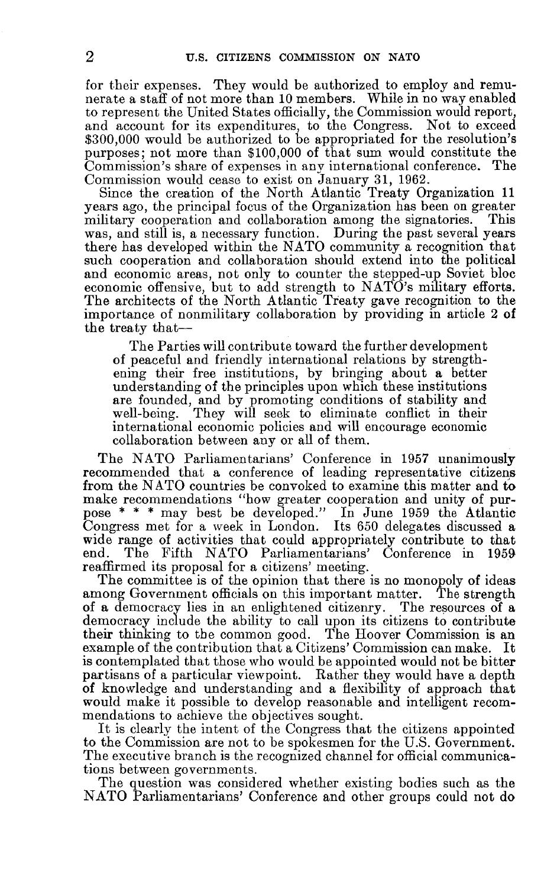for their expenses. They would be authorized to employ and remunerate a staff of not more than 10 members. While in no way enabled to represent the United States officially, the Commission would report, and account for its expenditures, to the Congress. Not to exceed $300,000 would be authorized to be appropriated for the resolution's purposes; not more than $100,000 of that sum would constitute the Commission's share of expenses in any international conference. The Commission would cease to exist on January 31, 1962.

Since the creation of the North Atlantic Treaty Organization 11 years ago, the principal focus of the Organization has been on greater military cooperation and collaboration among the signatories. This was, and still is, a necessary function. During the past several years there has developed within the NATO community a recognition that such cooperation and collaboration should extend into the political and economic areas, not only to counter the stepped-up Soviet bloc economic offensive, but to add strength to NATO's military efforts. The architects of the North Atlantic Treaty gave recognition to the importance of nonmilitary collaboration by providing in article 2 of the treaty that—

> The Parties will contribute toward the further development of peaceful and friendly international relations by strengthening their free institutions, by bringing about a better understanding of the principles upon which these institutions are founded, and by promoting conditions of stability and well-being. They will seek to eliminate conflict in their international economic policies and will encourage economic collaboration between any or all of them.

The NATO Parliamentarians' Conference in 1957 unanimously recommended that a conference of leading representative citizens from the NATO countries be convoked to examine this matter and to make recommendations "how greater cooperation and unity of purpose * * * may best be developed." In June 1959 the Atlantic Congress met for a week in London. Its 650 delegates discussed a wide range of activities that could appropriately contribute to that end. The Fifth NATO Parliamentarians' Conference in 1959 reaffirmed its proposal for a citizens' meeting.

The committee is of the opinion that there is no monopoly of ideas among Government officials on this important matter. The strength of a democracy lies in an enlightened citizenry. The resources of a democracy include the ability to call upon its citizens to contribute their thinking to the common good. The Hoover Commission is an example of the contribution that a Citizens' Commission can make. It is contemplated that those who would be appointed would not be bitter partisans of a particular viewpoint. Rather they would have a depth of knowledge and understanding and a flexibility of approach that would make it possible to develop reasonable and intelligent recommendations to achieve the objectives sought.

It is clearly the intent of the Congress that the citizens appointed to the Commission are not to be spokesmen for the U.S. Government. The executive branch is the recognized channel for official communications between governments.

The question was considered whether existing bodies such as the NATO Parliamentarians' Conference and other groups could not do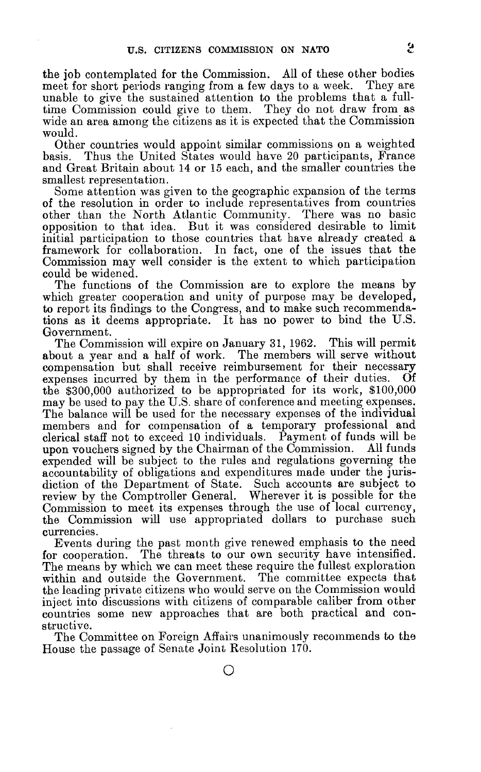the job contemplated for the Commission. All of these other bodies meet for short periods ranging from a few days to a week. They are unable to give the sustained attention to the problems that a full-time Commission could give to them. They do not draw from as wide an area among the citizens as it is expected that the Commission would.

Other countries would appoint similar commissions on a weighted basis. Thus the United States would have 20 participants, France and Great Britain about 14 or 15 each, and the smaller countries the smallest representation.

Some attention was given to the geographic expansion of the terms of the resolution in order to include representatives from countries other than the North Atlantic Community. There was no basic opposition to that idea. But it was considered desirable to limit initial participation to those countries that have already created a framework for collaboration. In fact, one of the issues that the Commission may well consider is the extent to which participation could be widened.

The functions of the Commission are to explore the means by which greater cooperation and unity of purpose may be developed, to report its findings to the Congress, and to make such recommendations as it deems appropriate. It has no power to bind the U.S. Government.

The Commission will expire on January 31, 1962. This will permit about a year and a half of work. The members will serve without compensation but shall receive reimbursement for their necessary expenses incurred by them in the performance of their duties. Of the $300,000 authorized to be appropriated for its work, $100,000 may be used to pay the U.S. share of conference and meeting expenses. The balance will be used for the necessary expenses of the individual members and for compensation of a temporary professional and clerical staff not to exceed 10 individuals. Payment of funds will be upon vouchers signed by the Chairman of the Commission. All funds expended will be subject to the rules and regulations governing the accountability of obligations and expenditures made under the jurisdiction of the Department of State. Such accounts are subject to review by the Comptroller General. Wherever it is possible for the Commission to meet its expenses through the use of local currency, the Commission will use appropriated dollars to purchase such currencies.

Events during the past month give renewed emphasis to the need for cooperation. The threats to our own security have intensified. The means by which we can meet these require the fullest exploration within and outside the Government. The committee expects that the leading private citizens who would serve on the Commission would inject into discussions with citizens of comparable caliber from other countries some new approaches that are both practical and constructive.

The Committee on Foreign Affairs unanimously recommends to the House the passage of Senate Joint Resolution 170.